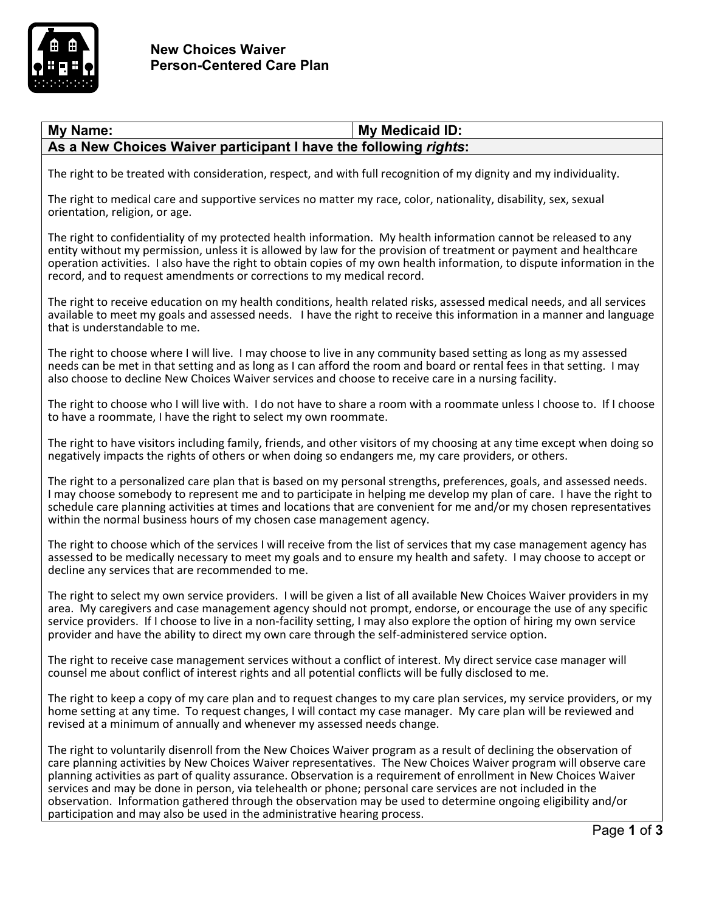# New Choices Waiver
## Person-Centered Care Plan

| **My Name:** | **My Medicaid ID:** |
| --- | --- |

**As a New Choices Waiver participant I have the following *rights*:**

The right to be treated with consideration, respect, and with full recognition of my dignity and my individuality.

The right to medical care and supportive services no matter my race, color, nationality, disability, sex, sexual orientation, religion, or age.

The right to confidentiality of my protected health information. My health information cannot be released to any entity without my permission, unless it is allowed by law for the provision of treatment or payment and healthcare operation activities. I also have the right to obtain copies of my own health information, to dispute information in the record, and to request amendments or corrections to my medical record.

The right to receive education on my health conditions, health related risks, assessed medical needs, and all services available to meet my goals and assessed needs. I have the right to receive this information in a manner and language that is understandable to me.

The right to choose where I will live. I may choose to live in any community based setting as long as my assessed needs can be met in that setting and as long as I can afford the room and board or rental fees in that setting. I may also choose to decline New Choices Waiver services and choose to receive care in a nursing facility.

The right to choose who I will live with. I do not have to share a room with a roommate unless I choose to. If I choose to have a roommate, I have the right to select my own roommate.

The right to have visitors including family, friends, and other visitors of my choosing at any time except when doing so negatively impacts the rights of others or when doing so endangers me, my care providers, or others.

The right to a personalized care plan that is based on my personal strengths, preferences, goals, and assessed needs. I may choose somebody to represent me and to participate in helping me develop my plan of care. I have the right to schedule care planning activities at times and locations that are convenient for me and/or my chosen representatives within the normal business hours of my chosen case management agency.

The right to choose which of the services I will receive from the list of services that my case management agency has assessed to be medically necessary to meet my goals and to ensure my health and safety. I may choose to accept or decline any services that are recommended to me.

The right to select my own service providers. I will be given a list of all available New Choices Waiver providers in my area. My caregivers and case management agency should not prompt, endorse, or encourage the use of any specific service providers. If I choose to live in a non-facility setting, I may also explore the option of hiring my own service provider and have the ability to direct my own care through the self-administered service option.

The right to receive case management services without a conflict of interest. My direct service case manager will counsel me about conflict of interest rights and all potential conflicts will be fully disclosed to me.

The right to keep a copy of my care plan and to request changes to my care plan services, my service providers, or my home setting at any time. To request changes, I will contact my case manager. My care plan will be reviewed and revised at a minimum of annually and whenever my assessed needs change.

The right to voluntarily disenroll from the New Choices Waiver program as a result of declining the observation of care planning activities by New Choices Waiver representatives. The New Choices Waiver program will observe care planning activities as part of quality assurance. Observation is a requirement of enrollment in New Choices Waiver services and may be done in person, via telehealth or phone; personal care services are not included in the observation. Information gathered through the observation may be used to determine ongoing eligibility and/or participation and may also be used in the administrative hearing process.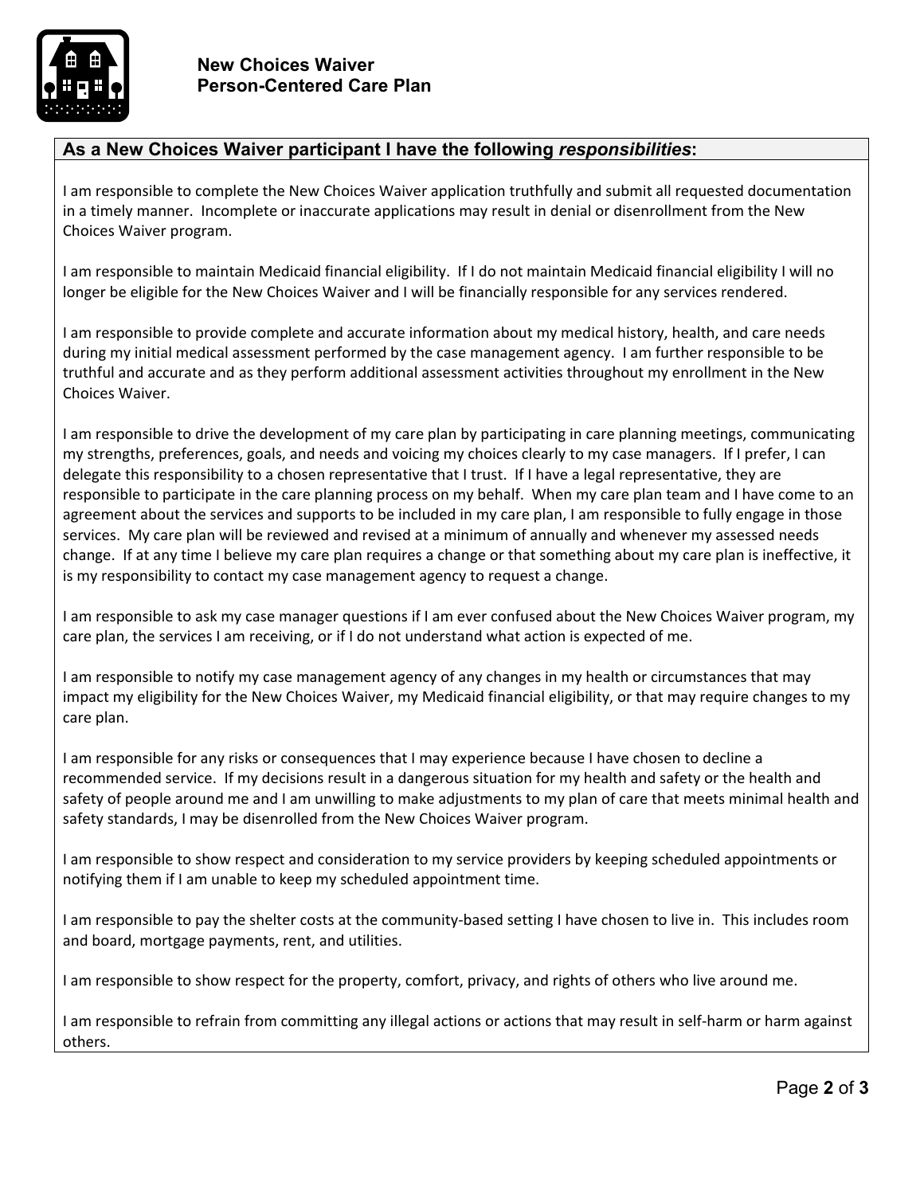## As a New Choices Waiver participant I have the following *responsibilities*:

I am responsible to complete the New Choices Waiver application truthfully and submit all requested documentation in a timely manner. Incomplete or inaccurate applications may result in denial or disenrollment from the New Choices Waiver program.

I am responsible to maintain Medicaid financial eligibility. If I do not maintain Medicaid financial eligibility I will no longer be eligible for the New Choices Waiver and I will be financially responsible for any services rendered.

I am responsible to provide complete and accurate information about my medical history, health, and care needs during my initial medical assessment performed by the case management agency. I am further responsible to be truthful and accurate and as they perform additional assessment activities throughout my enrollment in the New Choices Waiver.

I am responsible to drive the development of my care plan by participating in care planning meetings, communicating my strengths, preferences, goals, and needs and voicing my choices clearly to my case managers. If I prefer, I can delegate this responsibility to a chosen representative that I trust. If I have a legal representative, they are responsible to participate in the care planning process on my behalf. When my care plan team and I have come to an agreement about the services and supports to be included in my care plan, I am responsible to fully engage in those services. My care plan will be reviewed and revised at a minimum of annually and whenever my assessed needs change. If at any time I believe my care plan requires a change or that something about my care plan is ineffective, it is my responsibility to contact my case management agency to request a change.

I am responsible to ask my case manager questions if I am ever confused about the New Choices Waiver program, my care plan, the services I am receiving, or if I do not understand what action is expected of me.

I am responsible to notify my case management agency of any changes in my health or circumstances that may impact my eligibility for the New Choices Waiver, my Medicaid financial eligibility, or that may require changes to my care plan.

I am responsible for any risks or consequences that I may experience because I have chosen to decline a recommended service. If my decisions result in a dangerous situation for my health and safety or the health and safety of people around me and I am unwilling to make adjustments to my plan of care that meets minimal health and safety standards, I may be disenrolled from the New Choices Waiver program.

I am responsible to show respect and consideration to my service providers by keeping scheduled appointments or notifying them if I am unable to keep my scheduled appointment time.

I am responsible to pay the shelter costs at the community-based setting I have chosen to live in. This includes room and board, mortgage payments, rent, and utilities.

I am responsible to show respect for the property, comfort, privacy, and rights of others who live around me.

I am responsible to refrain from committing any illegal actions or actions that may result in self-harm or harm against others.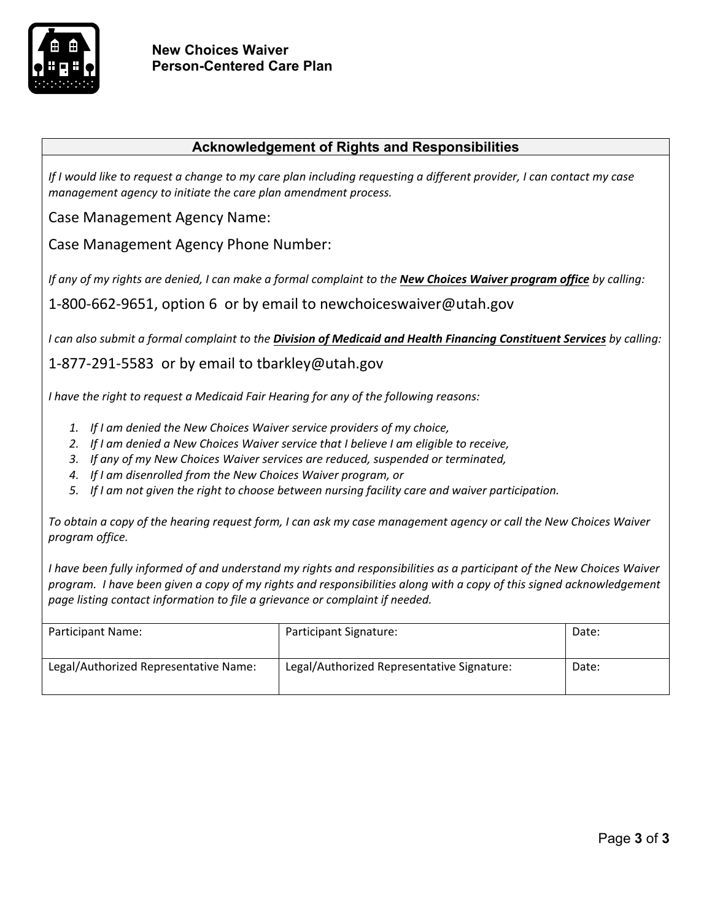**New Choices Waiver**
**Person-Centered Care Plan**

## Acknowledgement of Rights and Responsibilities

*If I would like to request a change to my care plan including requesting a different provider, I can contact my case management agency to initiate the care plan amendment process.*

Case Management Agency Name:

Case Management Agency Phone Number:

*If any of my rights are denied, I can make a formal complaint to the* ***New Choices Waiver program office*** *by calling:*

1-800-662-9651, option 6 or by email to newchoiceswaiver@utah.gov

*I can also submit a formal complaint to the* ***Division of Medicaid and Health Financing Constituent Services*** *by calling:*

1-877-291-5583 or by email to tbarkley@utah.gov

*I have the right to request a Medicaid Fair Hearing for any of the following reasons:*

1. *If I am denied the New Choices Waiver service providers of my choice,*
2. *If I am denied a New Choices Waiver service that I believe I am eligible to receive,*
3. *If any of my New Choices Waiver services are reduced, suspended or terminated,*
4. *If I am disenrolled from the New Choices Waiver program, or*
5. *If I am not given the right to choose between nursing facility care and waiver participation.*

*To obtain a copy of the hearing request form, I can ask my case management agency or call the New Choices Waiver program office.*

*I have been fully informed of and understand my rights and responsibilities as a participant of the New Choices Waiver program. I have been given a copy of my rights and responsibilities along with a copy of this signed acknowledgement page listing contact information to file a grievance or complaint if needed.*

| | | |
|---|---|---|
| Participant Name: | Participant Signature: | Date: |
| Legal/Authorized Representative Name: | Legal/Authorized Representative Signature: | Date: |